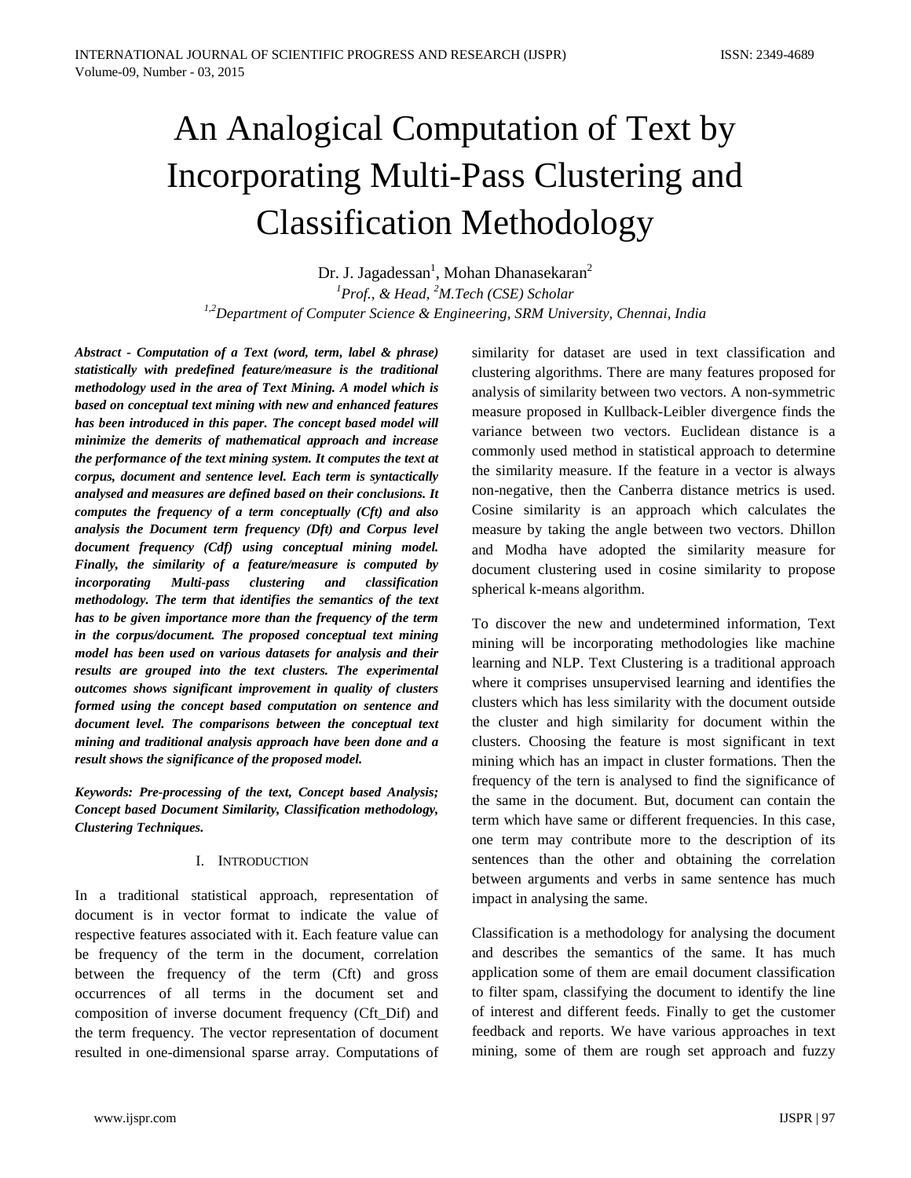# An Analogical Computation of Text by Incorporating Multi-Pass Clustering and Classification Methodology

Dr. J. Jagadessan[1], Mohan Dhanasekaran[2]

[1]*Prof., & Head,* [2]*M.Tech (CSE) Scholar*

[1,2]*Department of Computer Science & Engineering, SRM University, Chennai, India*

***Abstract - Computation of a Text (word, term, label & phrase) statistically with predefined feature/measure is the traditional methodology used in the area of Text Mining. A model which is based on conceptual text mining with new and enhanced features has been introduced in this paper. The concept based model will minimize the demerits of mathematical approach and increase the performance of the text mining system. It computes the text at corpus, document and sentence level. Each term is syntactically analysed and measures are defined based on their conclusions. It computes the frequency of a term conceptually (Cft) and also analysis the Document term frequency (Dft) and Corpus level document frequency (Cdf) using conceptual mining model. Finally, the similarity of a feature/measure is computed by incorporating Multi-pass clustering and classification methodology. The term that identifies the semantics of the text has to be given importance more than the frequency of the term in the corpus/document. The proposed conceptual text mining model has been used on various datasets for analysis and their results are grouped into the text clusters. The experimental outcomes shows significant improvement in quality of clusters formed using the concept based computation on sentence and document level. The comparisons between the conceptual text mining and traditional analysis approach have been done and a result shows the significance of the proposed model.***

***Keywords: Pre-processing of the text, Concept based Analysis; Concept based Document Similarity, Classification methodology, Clustering Techniques.***

## I. Introduction

In a traditional statistical approach, representation of document is in vector format to indicate the value of respective features associated with it. Each feature value can be frequency of the term in the document, correlation between the frequency of the term (Cft) and gross occurrences of all terms in the document set and composition of inverse document frequency (Cft_Dif) and the term frequency. The vector representation of document resulted in one-dimensional sparse array. Computations of similarity for dataset are used in text classification and clustering algorithms. There are many features proposed for analysis of similarity between two vectors. A non-symmetric measure proposed in Kullback-Leibler divergence finds the variance between two vectors. Euclidean distance is a commonly used method in statistical approach to determine the similarity measure. If the feature in a vector is always non-negative, then the Canberra distance metrics is used. Cosine similarity is an approach which calculates the measure by taking the angle between two vectors. Dhillon and Modha have adopted the similarity measure for document clustering used in cosine similarity to propose spherical k-means algorithm.

To discover the new and undetermined information, Text mining will be incorporating methodologies like machine learning and NLP. Text Clustering is a traditional approach where it comprises unsupervised learning and identifies the clusters which has less similarity with the document outside the cluster and high similarity for document within the clusters. Choosing the feature is most significant in text mining which has an impact in cluster formations. Then the frequency of the tern is analysed to find the significance of the same in the document. But, document can contain the term which have same or different frequencies. In this case, one term may contribute more to the description of its sentences than the other and obtaining the correlation between arguments and verbs in same sentence has much impact in analysing the same.

Classification is a methodology for analysing the document and describes the semantics of the same. It has much application some of them are email document classification to filter spam, classifying the document to identify the line of interest and different feeds. Finally to get the customer feedback and reports. We have various approaches in text mining, some of them are rough set approach and fuzzy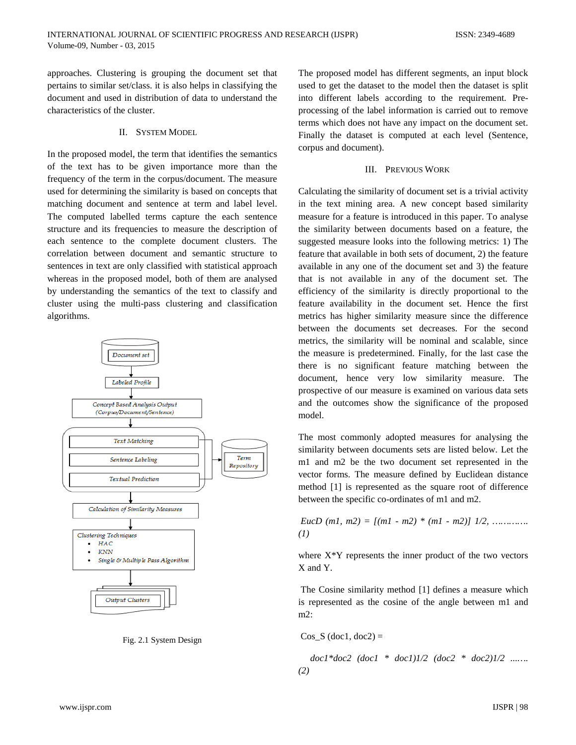approaches. Clustering is grouping the document set that pertains to similar set/class. it is also helps in classifying the document and used in distribution of data to understand the characteristics of the cluster.

## II. SYSTEM MODEL

In the proposed model, the term that identifies the semantics of the text has to be given importance more than the frequency of the term in the corpus/document. The measure used for determining the similarity is based on concepts that matching document and sentence at term and label level. The computed labelled terms capture the each sentence structure and its frequencies to measure the description of each sentence to the complete document clusters. The correlation between document and semantic structure to sentences in text are only classified with statistical approach whereas in the proposed model, both of them are analysed by understanding the semantics of the text to classify and cluster using the multi-pass clustering and classification algorithms.

Document set → Labeled Profile → Concept Based Analysis Output (Corpus/Document/Sentence) → Text Matching / Sentence Labeling / Textual Prediction (↔ Term Repository) → Calculation of Similarity Measures → Clustering Techniques
- HAC
- KNN
- Single & Multiple Pass Algorithm

→ Output Clusters

Fig. 2.1 System Design

The proposed model has different segments, an input block used to get the dataset to the model then the dataset is split into different labels according to the requirement. Pre-processing of the label information is carried out to remove terms which does not have any impact on the document set. Finally the dataset is computed at each level (Sentence, corpus and document).

## III. PREVIOUS WORK

Calculating the similarity of document set is a trivial activity in the text mining area. A new concept based similarity measure for a feature is introduced in this paper. To analyse the similarity between documents based on a feature, the suggested measure looks into the following metrics: 1) The feature that available in both sets of document, 2) the feature available in any one of the document set and 3) the feature that is not available in any of the document set. The efficiency of the similarity is directly proportional to the feature availability in the document set. Hence the first metrics has higher similarity measure since the difference between the documents set decreases. For the second metrics, the similarity will be nominal and scalable, since the measure is predetermined. Finally, for the last case the there is no significant feature matching between the document, hence very low similarity measure. The prospective of our measure is examined on various data sets and the outcomes show the significance of the proposed model.

The most commonly adopted measures for analysing the similarity between documents sets are listed below. Let the m1 and m2 be the two document set represented in the vector forms. The measure defined by Euclidean distance method [1] is represented as the square root of difference between the specific co-ordinates of m1 and m2.

*EucD (m1, m2) = [(m1 - m2) * (m1 - m2)] 1/2, …………. (1)*

where X*Y represents the inner product of the two vectors X and Y.

The Cosine similarity method [1] defines a measure which is represented as the cosine of the angle between m1 and m2:

Cos_S (doc1, doc2) =

*doc1*doc2 (doc1 * doc1)1/2 (doc2 * doc2)1/2 ….…. (2)*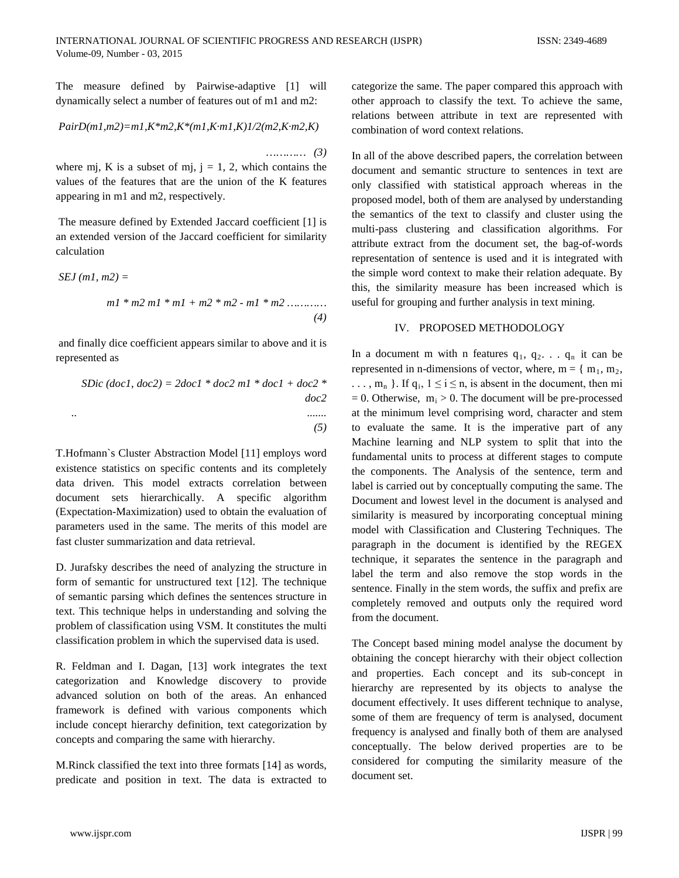The measure defined by Pairwise-adaptive [1] will dynamically select a number of features out of m1 and m2:

*PairD(m1,m2)=m1,K\*m2,K\*(m1,K·m1,K)1/2(m2,K·m2,K)*

*………… (3)*

where mj, K is a subset of mj, j = 1, 2, which contains the values of the features that are the union of the K features appearing in m1 and m2, respectively.

The measure defined by Extended Jaccard coefficient [1] is an extended version of the Jaccard coefficient for similarity calculation

*SEJ (m1, m2) =*

*m1 \* m2 m1 \* m1 + m2 \* m2 - m1 \* m2 ………… (4)*

and finally dice coefficient appears similar to above and it is represented as

*SDic (doc1, doc2) = 2doc1 \* doc2 m1 \* doc1 + doc2 \* doc2*

*.. ....... (5)*

T.Hofmann`s Cluster Abstraction Model [11] employs word existence statistics on specific contents and its completely data driven. This model extracts correlation between document sets hierarchically. A specific algorithm (Expectation-Maximization) used to obtain the evaluation of parameters used in the same. The merits of this model are fast cluster summarization and data retrieval.

D. Jurafsky describes the need of analyzing the structure in form of semantic for unstructured text [12]. The technique of semantic parsing which defines the sentences structure in text. This technique helps in understanding and solving the problem of classification using VSM. It constitutes the multi classification problem in which the supervised data is used.

R. Feldman and I. Dagan, [13] work integrates the text categorization and Knowledge discovery to provide advanced solution on both of the areas. An enhanced framework is defined with various components which include concept hierarchy definition, text categorization by concepts and comparing the same with hierarchy.

M.Rinck classified the text into three formats [14] as words, predicate and position in text. The data is extracted to categorize the same. The paper compared this approach with other approach to classify the text. To achieve the same, relations between attribute in text are represented with combination of word context relations.

In all of the above described papers, the correlation between document and semantic structure to sentences in text are only classified with statistical approach whereas in the proposed model, both of them are analysed by understanding the semantics of the text to classify and cluster using the multi-pass clustering and classification algorithms. For attribute extract from the document set, the bag-of-words representation of sentence is used and it is integrated with the simple word context to make their relation adequate. By this, the similarity measure has been increased which is useful for grouping and further analysis in text mining.

## IV. PROPOSED METHODOLOGY

In a document m with n features $q_1, q_2. . . q_n$ it can be represented in n-dimensions of vector, where, $m = \{ m_1, m_2, . . . , m_n \}$. If $q_i$, $1 \leq i \leq n$, is absent in the document, then $m_i = 0$. Otherwise, $m_i > 0$. The document will be pre-processed at the minimum level comprising word, character and stem to evaluate the same. It is the imperative part of any Machine learning and NLP system to split that into the fundamental units to process at different stages to compute the components. The Analysis of the sentence, term and label is carried out by conceptually computing the same. The Document and lowest level in the document is analysed and similarity is measured by incorporating conceptual mining model with Classification and Clustering Techniques. The paragraph in the document is identified by the REGEX technique, it separates the sentence in the paragraph and label the term and also remove the stop words in the sentence. Finally in the stem words, the suffix and prefix are completely removed and outputs only the required word from the document.

The Concept based mining model analyse the document by obtaining the concept hierarchy with their object collection and properties. Each concept and its sub-concept in hierarchy are represented by its objects to analyse the document effectively. It uses different technique to analyse, some of them are frequency of term is analysed, document frequency is analysed and finally both of them are analysed conceptually. The below derived properties are to be considered for computing the similarity measure of the document set.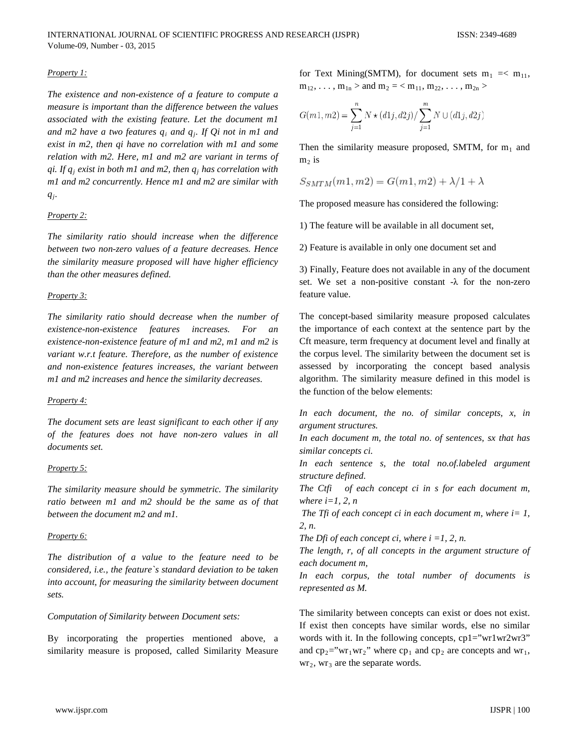*Property 1:*

*The existence and non-existence of a feature to compute a measure is important than the difference between the values associated with the existing feature. Let the document m1 and m2 have a two features $q_i$ and $q_j$. If Qi not in m1 and exist in m2, then qi have no correlation with m1 and some relation with m2. Here, m1 and m2 are variant in terms of qi. If $q_j$ exist in both m1 and m2, then $q_j$ has correlation with m1 and m2 concurrently. Hence m1 and m2 are similar with $q_j$.*

*Property 2:*

*The similarity ratio should increase when the difference between two non-zero values of a feature decreases. Hence the similarity measure proposed will have higher efficiency than the other measures defined.*

*Property 3:*

*The similarity ratio should decrease when the number of existence-non-existence features increases. For an existence-non-existence feature of m1 and m2, m1 and m2 is variant w.r.t feature. Therefore, as the number of existence and non-existence features increases, the variant between m1 and m2 increases and hence the similarity decreases.*

*Property 4:*

*The document sets are least significant to each other if any of the features does not have non-zero values in all documents set.*

*Property 5:*

*The similarity measure should be symmetric. The similarity ratio between m1 and m2 should be the same as of that between the document m2 and m1.*

*Property 6:*

*The distribution of a value to the feature need to be considered, i.e., the feature`s standard deviation to be taken into account, for measuring the similarity between document sets.*

*Computation of Similarity between Document sets:*

By incorporating the properties mentioned above, a similarity measure is proposed, called Similarity Measure for Text Mining(SMTM), for document sets $m_1 =< m_{11}, m_{12}, \ldots, m_{1n} >$ and $m_2 = < m_{11}, m_{22}, \ldots, m_{2n} >$

$$G(m1, m2) = \sum_{j=1}^{n} N \star (d1j, d2j) / \sum_{j=1}^{m} N \cup (d1j, d2j)$$

Then the similarity measure proposed, SMTM, for $m_1$ and $m_2$ is

$$S_{SMTM}(m1, m2) = G(m1, m2) + \lambda/1 + \lambda$$

The proposed measure has considered the following:

1) The feature will be available in all document set,

2) Feature is available in only one document set and

3) Finally, Feature does not available in any of the document set. We set a non-positive constant $-\lambda$ for the non-zero feature value.

The concept-based similarity measure proposed calculates the importance of each context at the sentence part by the Cft measure, term frequency at document level and finally at the corpus level. The similarity between the document set is assessed by incorporating the concept based analysis algorithm. The similarity measure defined in this model is the function of the below elements:

*In each document, the no. of similar concepts, x, in argument structures.*
*In each document m, the total no. of sentences, sx that has similar concepts ci.*
*In each sentence s, the total no.of.labeled argument structure defined.*
*The Ctfi of each concept ci in s for each document m, where i=1, 2, n*
*The Tfi of each concept ci in each document m, where i= 1, 2, n.*
*The Dfi of each concept ci, where i =1, 2, n.*
*The length, r, of all concepts in the argument structure of each document m,*
*In each corpus, the total number of documents is represented as M.*

The similarity between concepts can exist or does not exist. If exist then concepts have similar words, else no similar words with it. In the following concepts, cp1="wr1wr2wr3" and $cp_2$="$wr_1wr_2$" where $cp_1$ and $cp_2$ are concepts and $wr_1$, $wr_2$, $wr_3$ are the separate words.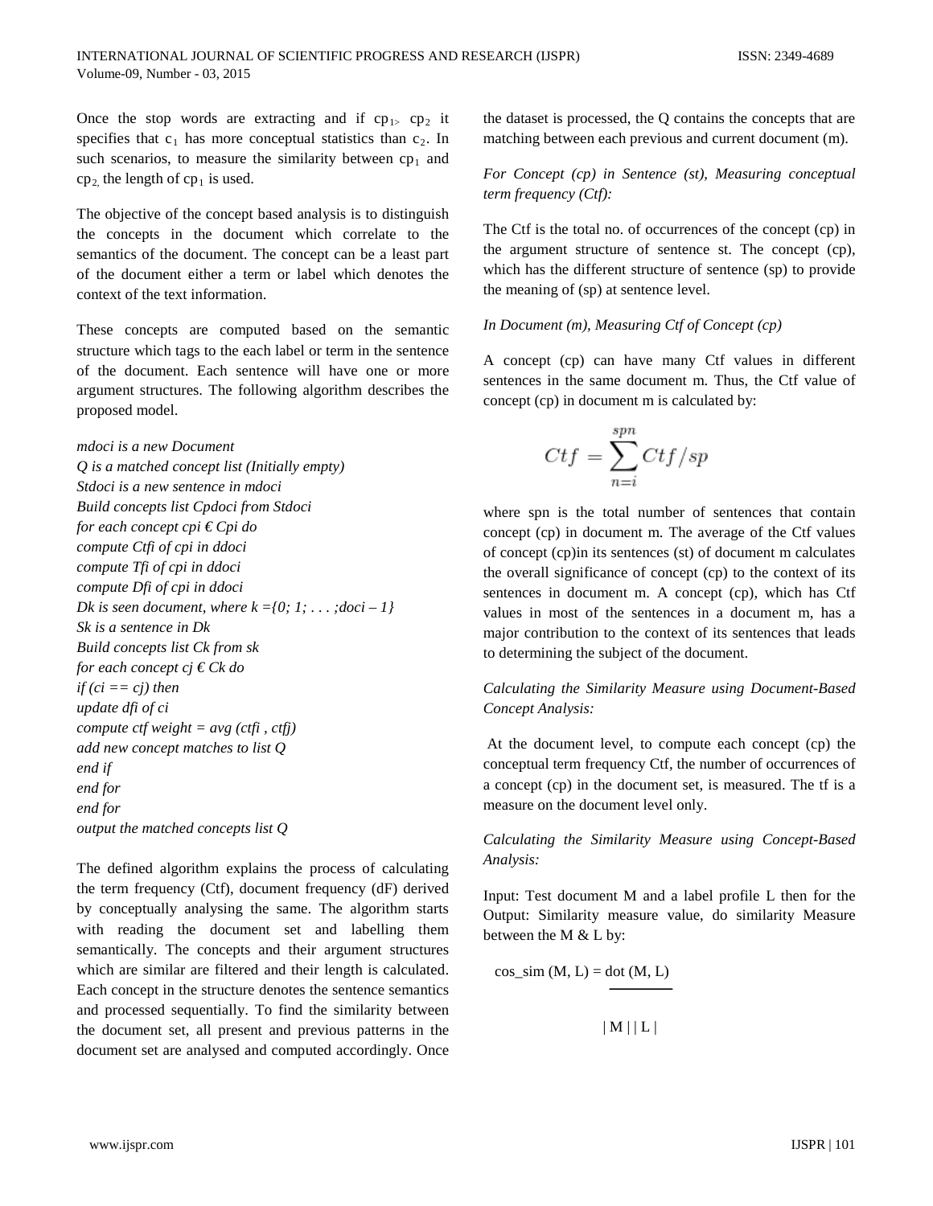Once the stop words are extracting and if $cp_{1>}$ $cp_2$ it specifies that $c_1$ has more conceptual statistics than $c_2$. In such scenarios, to measure the similarity between $cp_1$ and $cp_{2,}$ the length of $cp_1$ is used.

The objective of the concept based analysis is to distinguish the concepts in the document which correlate to the semantics of the document. The concept can be a least part of the document either a term or label which denotes the context of the text information.

These concepts are computed based on the semantic structure which tags to the each label or term in the sentence of the document. Each sentence will have one or more argument structures. The following algorithm describes the proposed model.

*mdoci is a new Document*
*Q is a matched concept list (Initially empty)*
*Stdoci is a new sentence in mdoci*
*Build concepts list Cpdoci from Stdoci*
*for each concept cpi € Cpi do*
*compute Ctfi of cpi in ddoci*
*compute Tfi of cpi in ddoci*
*compute Dfi of cpi in ddoci*
*Dk is seen document, where k ={0; 1; . . . ;doci – 1}*
*Sk is a sentence in Dk*
*Build concepts list Ck from sk*
*for each concept cj € Ck do*
*if (ci == cj) then*
*update dfi of ci*
*compute ctf weight = avg (ctfi , ctfj)*
*add new concept matches to list Q*
*end if*
*end for*
*end for*
*output the matched concepts list Q*

The defined algorithm explains the process of calculating the term frequency (Ctf), document frequency (dF) derived by conceptually analysing the same. The algorithm starts with reading the document set and labelling them semantically. The concepts and their argument structures which are similar are filtered and their length is calculated. Each concept in the structure denotes the sentence semantics and processed sequentially. To find the similarity between the document set, all present and previous patterns in the document set are analysed and computed accordingly. Once the dataset is processed, the Q contains the concepts that are matching between each previous and current document (m).

*For Concept (cp) in Sentence (st), Measuring conceptual term frequency (Ctf):*

The Ctf is the total no. of occurrences of the concept (cp) in the argument structure of sentence st. The concept (cp), which has the different structure of sentence (sp) to provide the meaning of (sp) at sentence level.

*In Document (m), Measuring Ctf of Concept (cp)*

A concept (cp) can have many Ctf values in different sentences in the same document m. Thus, the Ctf value of concept (cp) in document m is calculated by:

$$Ctf = \sum_{n=i}^{spn} Ctf/sp$$

where spn is the total number of sentences that contain concept (cp) in document m. The average of the Ctf values of concept (cp)in its sentences (st) of document m calculates the overall significance of concept (cp) to the context of its sentences in document m. A concept (cp), which has Ctf values in most of the sentences in a document m, has a major contribution to the context of its sentences that leads to determining the subject of the document.

*Calculating the Similarity Measure using Document-Based Concept Analysis:*

At the document level, to compute each concept (cp) the conceptual term frequency Ctf, the number of occurrences of a concept (cp) in the document set, is measured. The tf is a measure on the document level only.

*Calculating the Similarity Measure using Concept-Based Analysis:*

Input: Test document M and a label profile L then for the Output: Similarity measure value, do similarity Measure between the M & L by:

$$\text{cos\_sim}(M, L) = \frac{\text{dot}(M, L)}{|M|\,|L|}$$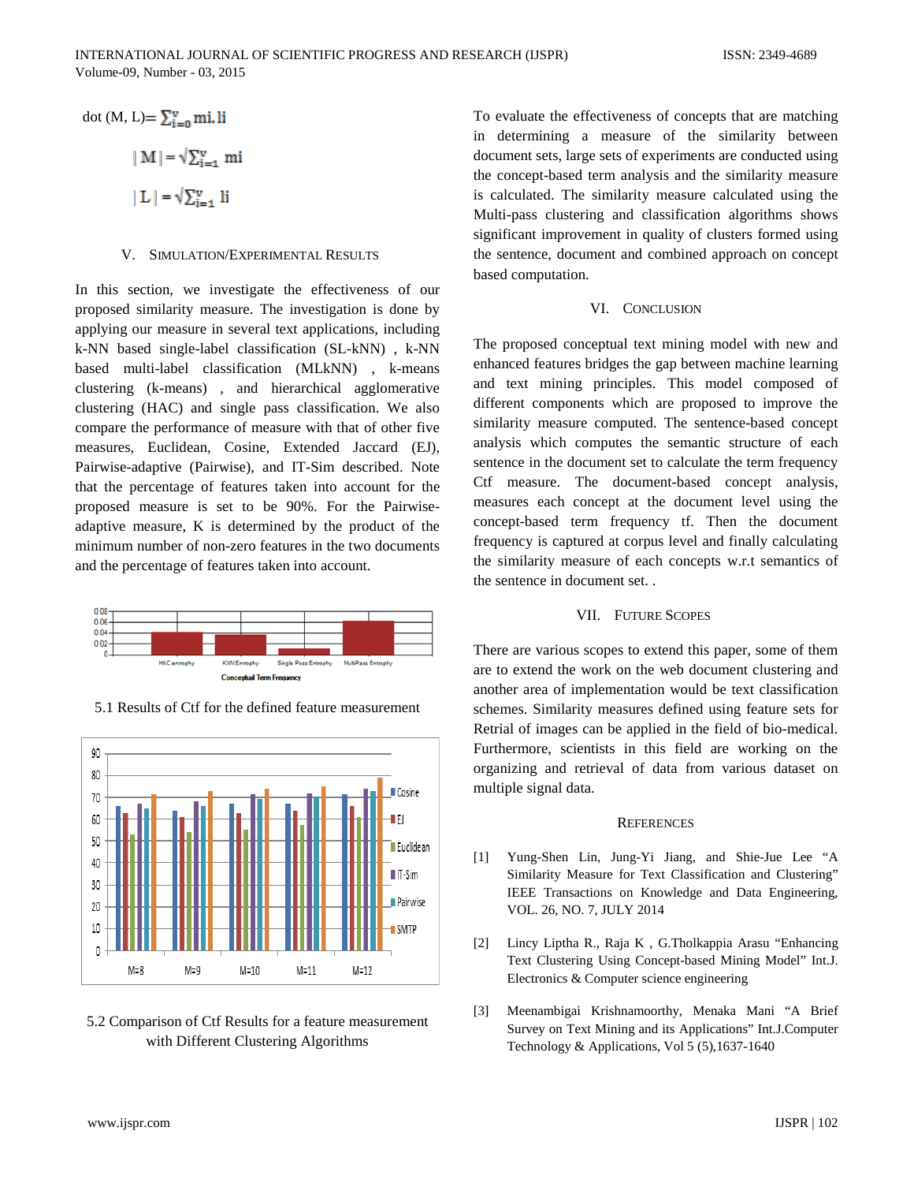$$\text{dot}(M, L) = \sum_{i=0}^{v} mi.li$$

$$|M| = \sqrt{\sum_{i=1}^{v} mi}$$

$$|L| = \sqrt{\sum_{i=1}^{v} li}$$

## V. SIMULATION/EXPERIMENTAL RESULTS

In this section, we investigate the effectiveness of our proposed similarity measure. The investigation is done by applying our measure in several text applications, including k-NN based single-label classification (SL-kNN) , k-NN based multi-label classification (MLkNN) , k-means clustering (k-means) , and hierarchical agglomerative clustering (HAC) and single pass classification. We also compare the performance of measure with that of other five measures, Euclidean, Cosine, Extended Jaccard (EJ), Pairwise-adaptive (Pairwise), and IT-Sim described. Note that the percentage of features taken into account for the proposed measure is set to be 90%. For the Pairwise-adaptive measure, K is determined by the product of the minimum number of non-zero features in the two documents and the percentage of features taken into account.

5.1 Results of Ctf for the defined feature measurement

5.2 Comparison of Ctf Results for a feature measurement with Different Clustering Algorithms

To evaluate the effectiveness of concepts that are matching in determining a measure of the similarity between document sets, large sets of experiments are conducted using the concept-based term analysis and the similarity measure is calculated. The similarity measure calculated using the Multi-pass clustering and classification algorithms shows significant improvement in quality of clusters formed using the sentence, document and combined approach on concept based computation.

## VI. CONCLUSION

The proposed conceptual text mining model with new and enhanced features bridges the gap between machine learning and text mining principles. This model composed of different components which are proposed to improve the similarity measure computed. The sentence-based concept analysis which computes the semantic structure of each sentence in the document set to calculate the term frequency Ctf measure. The document-based concept analysis, measures each concept at the document level using the concept-based term frequency tf. Then the document frequency is captured at corpus level and finally calculating the similarity measure of each concepts w.r.t semantics of the sentence in document set. .

## VII. FUTURE SCOPES

There are various scopes to extend this paper, some of them are to extend the work on the web document clustering and another area of implementation would be text classification schemes. Similarity measures defined using feature sets for Retrial of images can be applied in the field of bio-medical. Furthermore, scientists in this field are working on the organizing and retrieval of data from various dataset on multiple signal data.

## REFERENCES

[1] Yung-Shen Lin, Jung-Yi Jiang, and Shie-Jue Lee "A Similarity Measure for Text Classification and Clustering" IEEE Transactions on Knowledge and Data Engineering, VOL. 26, NO. 7, JULY 2014

[2] Lincy Liptha R., Raja K , G.Tholkappia Arasu "Enhancing Text Clustering Using Concept-based Mining Model" Int.J. Electronics & Computer science engineering

[3] Meenambigai Krishnamoorthy, Menaka Mani "A Brief Survey on Text Mining and its Applications" Int.J.Computer Technology & Applications, Vol 5 (5),1637-1640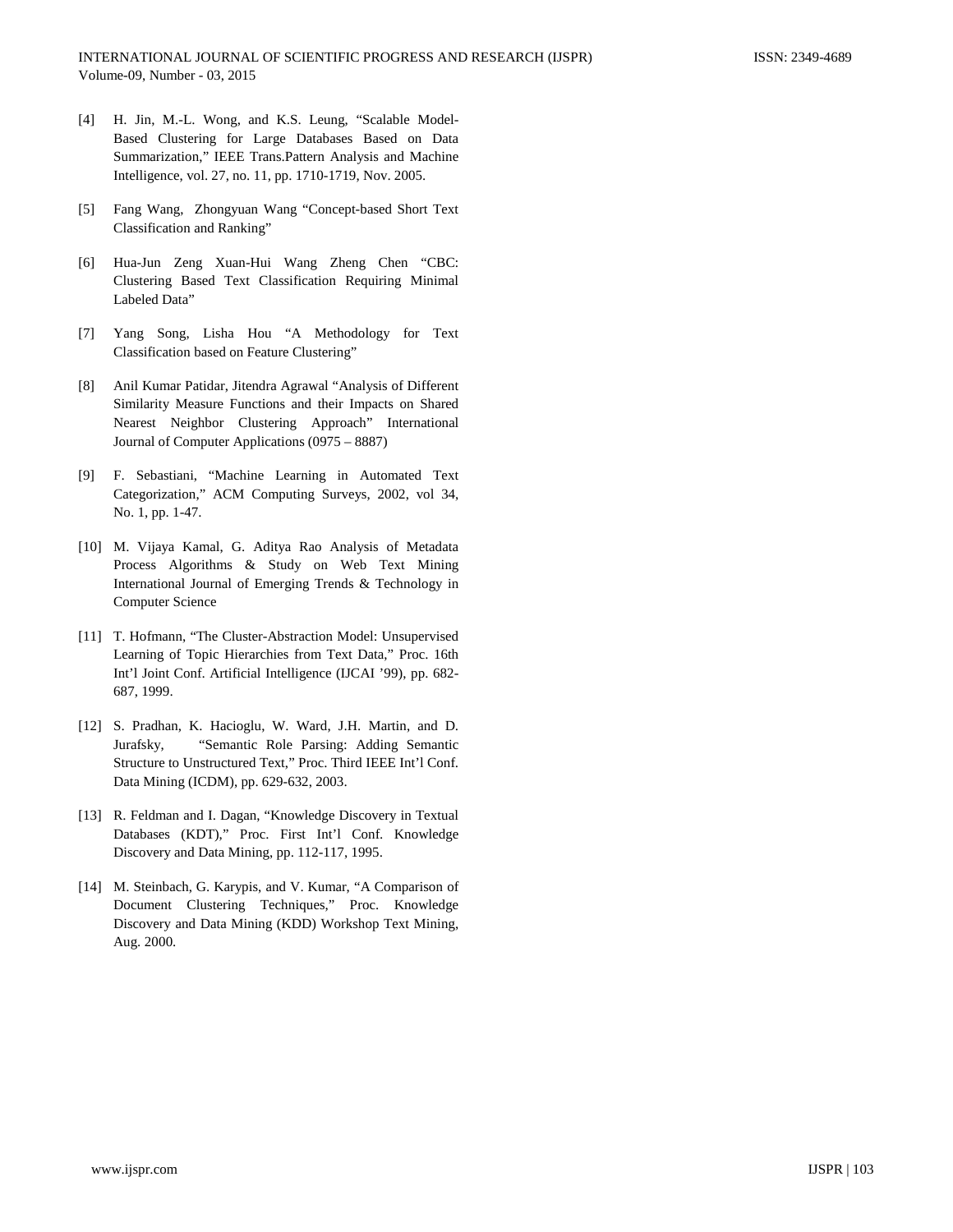[4] H. Jin, M.-L. Wong, and K.S. Leung, “Scalable Model-Based Clustering for Large Databases Based on Data Summarization,” IEEE Trans.Pattern Analysis and Machine Intelligence, vol. 27, no. 11, pp. 1710-1719, Nov. 2005.

[5] Fang Wang, Zhongyuan Wang “Concept-based Short Text Classification and Ranking”

[6] Hua-Jun Zeng Xuan-Hui Wang Zheng Chen “CBC: Clustering Based Text Classification Requiring Minimal Labeled Data”

[7] Yang Song, Lisha Hou “A Methodology for Text Classification based on Feature Clustering”

[8] Anil Kumar Patidar, Jitendra Agrawal “Analysis of Different Similarity Measure Functions and their Impacts on Shared Nearest Neighbor Clustering Approach” International Journal of Computer Applications (0975 – 8887)

[9] F. Sebastiani, “Machine Learning in Automated Text Categorization,” ACM Computing Surveys, 2002, vol 34, No. 1, pp. 1-47.

[10] M. Vijaya Kamal, G. Aditya Rao Analysis of Metadata Process Algorithms & Study on Web Text Mining International Journal of Emerging Trends & Technology in Computer Science

[11] T. Hofmann, “The Cluster-Abstraction Model: Unsupervised Learning of Topic Hierarchies from Text Data,” Proc. 16th Int’l Joint Conf. Artificial Intelligence (IJCAI ’99), pp. 682-687, 1999.

[12] S. Pradhan, K. Hacioglu, W. Ward, J.H. Martin, and D. Jurafsky, “Semantic Role Parsing: Adding Semantic Structure to Unstructured Text,” Proc. Third IEEE Int’l Conf. Data Mining (ICDM), pp. 629-632, 2003.

[13] R. Feldman and I. Dagan, “Knowledge Discovery in Textual Databases (KDT),” Proc. First Int’l Conf. Knowledge Discovery and Data Mining, pp. 112-117, 1995.

[14] M. Steinbach, G. Karypis, and V. Kumar, “A Comparison of Document Clustering Techniques,” Proc. Knowledge Discovery and Data Mining (KDD) Workshop Text Mining, Aug. 2000.